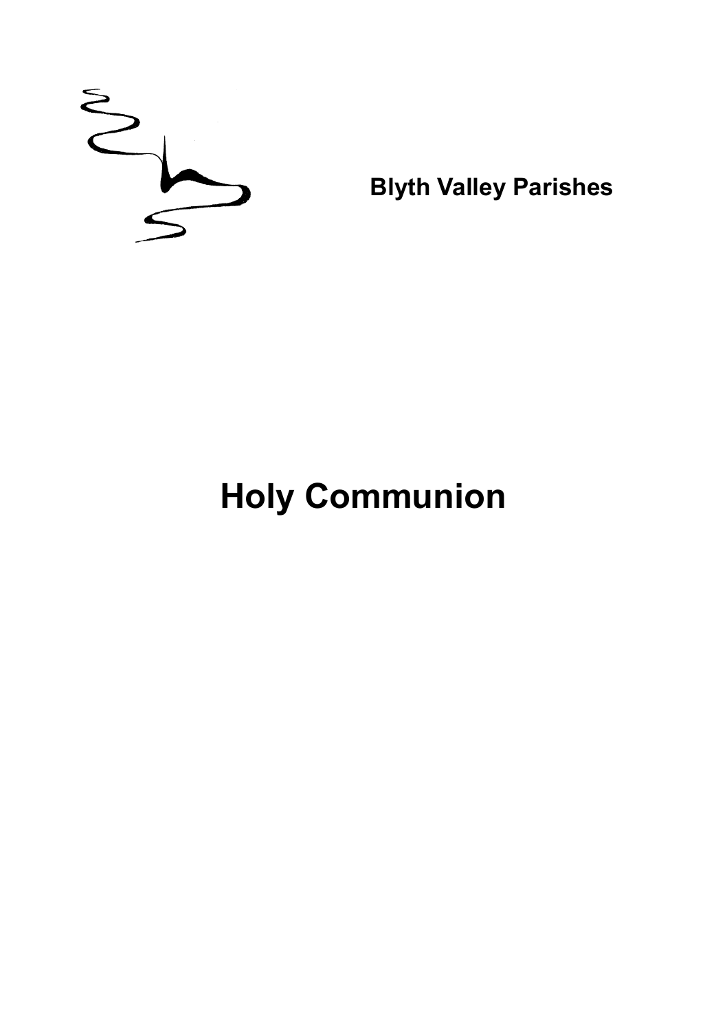**Blyth Valley Parishes**

# Holy Communion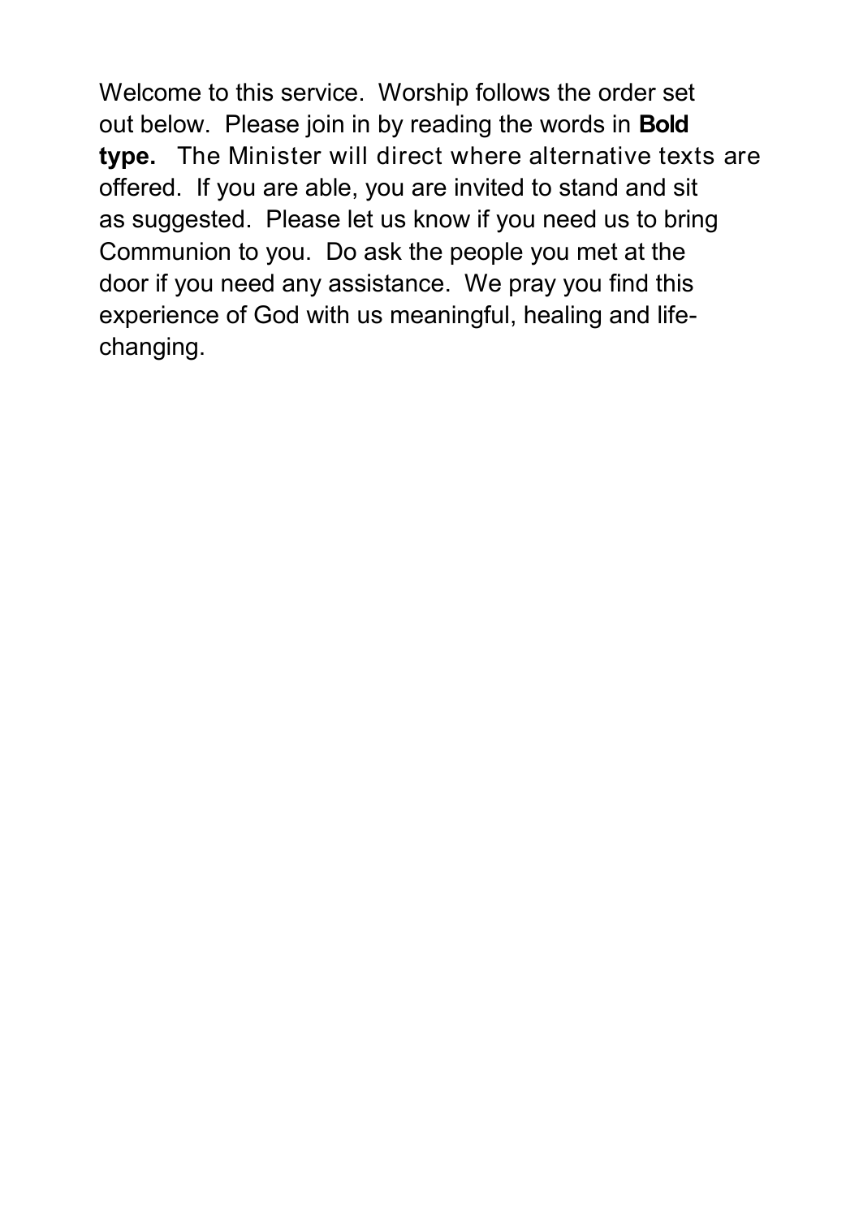Welcome to this service. Worship follows the order set out below. Please join in by reading the words in **Bold type.** The Minister will direct where alternative texts are offered. If you are able, you are invited to stand and sit as suggested. Please let us know if you need us to bring Communion to you. Do ask the people you met at the door if you need any assistance. We pray you find this experience of God with us meaningful, healing and life-changing.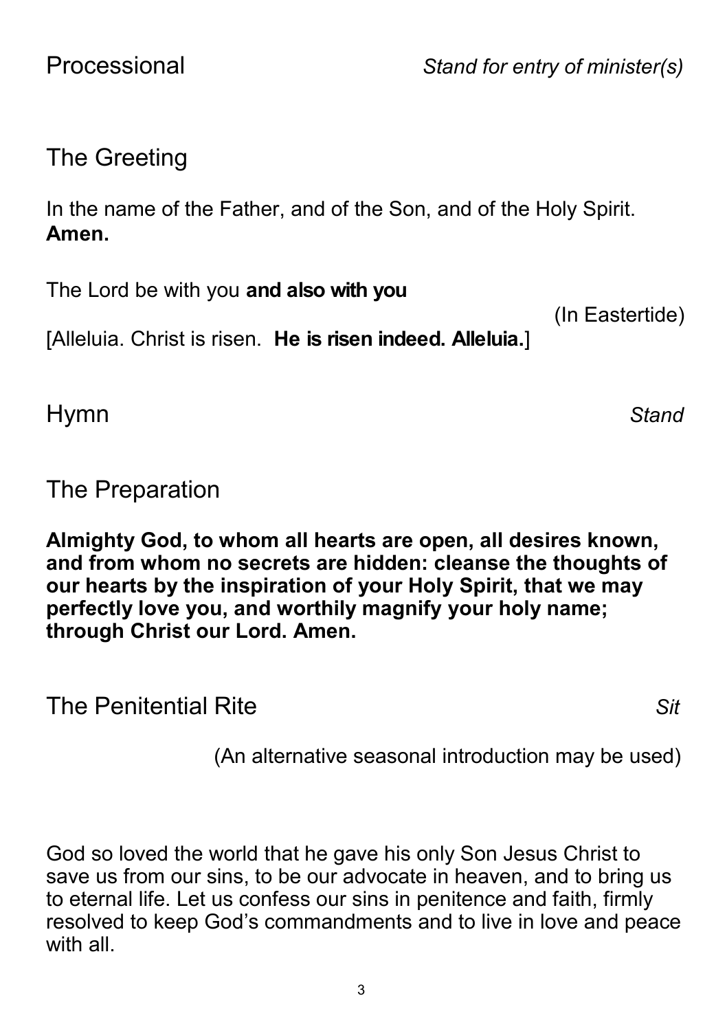## Processional *Stand for entry of minister(s)*

## The Greeting

In the name of the Father, and of the Son, and of the Holy Spirit.
**Amen.**

The Lord be with you **and also with you**

(In Eastertide)
[Alleluia. Christ is risen. **He is risen indeed. Alleluia.**]

## Hymn *Stand*

## The Preparation

**Almighty God, to whom all hearts are open, all desires known, and from whom no secrets are hidden: cleanse the thoughts of our hearts by the inspiration of your Holy Spirit, that we may perfectly love you, and worthily magnify your holy name; through Christ our Lord. Amen.**

## The Penitential Rite *Sit*

(An alternative seasonal introduction may be used)

God so loved the world that he gave his only Son Jesus Christ to save us from our sins, to be our advocate in heaven, and to bring us to eternal life. Let us confess our sins in penitence and faith, firmly resolved to keep God's commandments and to live in love and peace with all.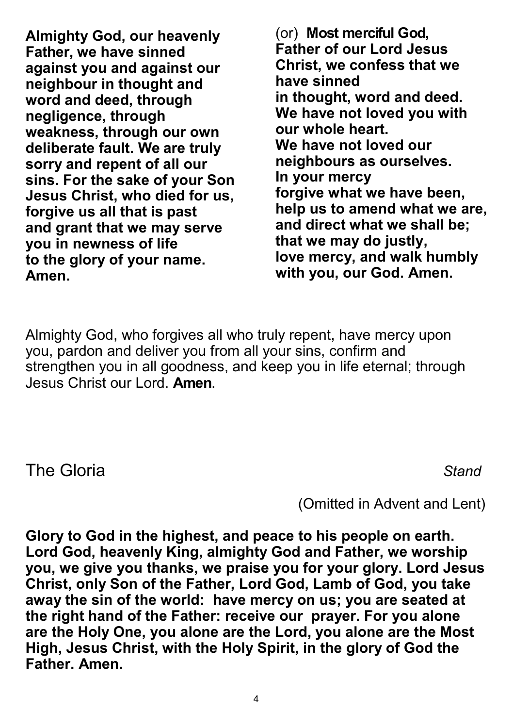**Almighty God, our heavenly Father, we have sinned against you and against our neighbour in thought and word and deed, through negligence, through weakness, through our own deliberate fault. We are truly sorry and repent of all our sins. For the sake of your Son Jesus Christ, who died for us, forgive us all that is past and grant that we may serve you in newness of life to the glory of your name. Amen.**

(or) **Most merciful God, Father of our Lord Jesus Christ, we confess that we have sinned in thought, word and deed. We have not loved you with our whole heart. We have not loved our neighbours as ourselves. In your mercy forgive what we have been, help us to amend what we are, and direct what we shall be; that we may do justly, love mercy, and walk humbly with you, our God. Amen.**

Almighty God, who forgives all who truly repent, have mercy upon you, pardon and deliver you from all your sins, confirm and strengthen you in all goodness, and keep you in life eternal; through Jesus Christ our Lord. **Amen**.

## The Gloria *Stand*

(Omitted in Advent and Lent)

**Glory to God in the highest, and peace to his people on earth. Lord God, heavenly King, almighty God and Father, we worship you, we give you thanks, we praise you for your glory. Lord Jesus Christ, only Son of the Father, Lord God, Lamb of God, you take away the sin of the world: have mercy on us; you are seated at the right hand of the Father: receive our prayer. For you alone are the Holy One, you alone are the Lord, you alone are the Most High, Jesus Christ, with the Holy Spirit, in the glory of God the Father. Amen.**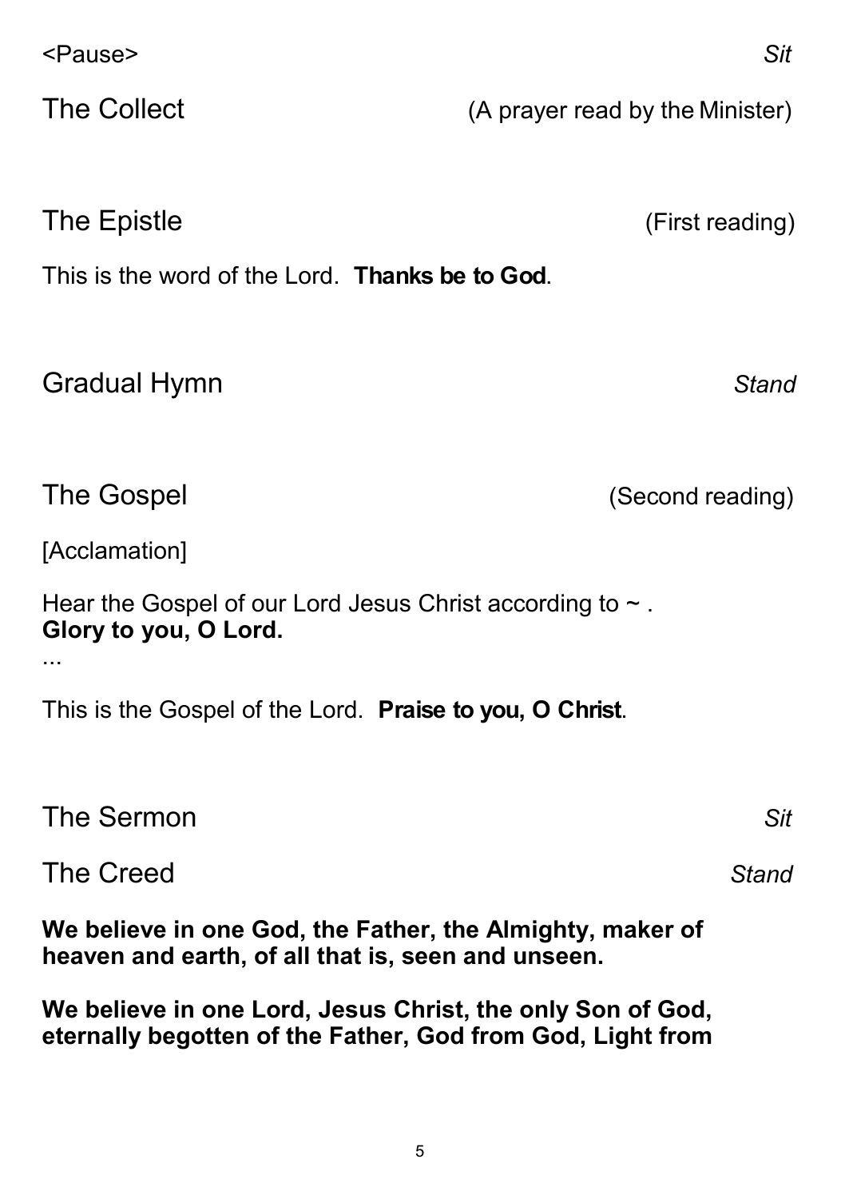<Pause> *Sit*

## The Collect

(A prayer read by the Minister)

## The Epistle

(First reading)

This is the word of the Lord. **Thanks be to God**.

## Gradual Hymn

*Stand*

## The Gospel

(Second reading)

[Acclamation]

Hear the Gospel of our Lord Jesus Christ according to ~ .
**Glory to you, O Lord.**

...

This is the Gospel of the Lord. **Praise to you, O Christ**.

## The Sermon

*Sit*

## The Creed

*Stand*

**We believe in one God, the Father, the Almighty, maker of heaven and earth, of all that is, seen and unseen.**

**We believe in one Lord, Jesus Christ, the only Son of God, eternally begotten of the Father, God from God, Light from**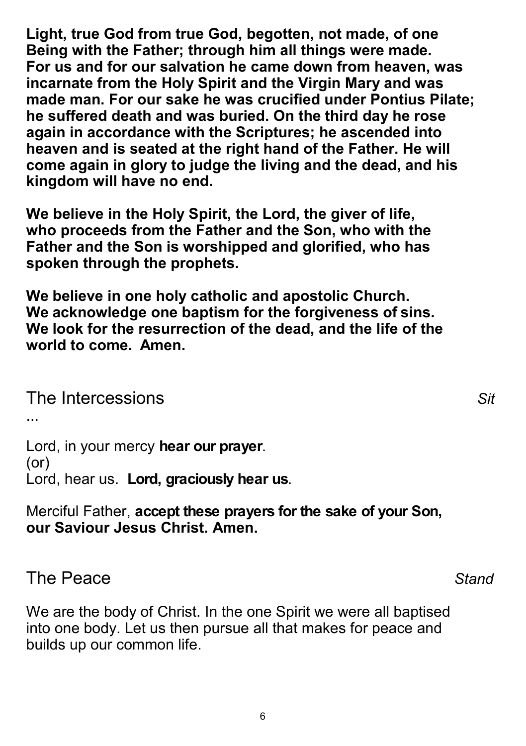**Light, true God from true God, begotten, not made, of one Being with the Father; through him all things were made. For us and for our salvation he came down from heaven, was incarnate from the Holy Spirit and the Virgin Mary and was made man. For our sake he was crucified under Pontius Pilate; he suffered death and was buried. On the third day he rose again in accordance with the Scriptures; he ascended into heaven and is seated at the right hand of the Father. He will come again in glory to judge the living and the dead, and his kingdom will have no end.**

**We believe in the Holy Spirit, the Lord, the giver of life, who proceeds from the Father and the Son, who with the Father and the Son is worshipped and glorified, who has spoken through the prophets.**

**We believe in one holy catholic and apostolic Church. We acknowledge one baptism for the forgiveness of sins. We look for the resurrection of the dead, and the life of the world to come. Amen.**

## The Intercessions *Sit*

...

Lord, in your mercy **hear our prayer**.
(or)
Lord, hear us. **Lord, graciously hear us**.

Merciful Father, **accept these prayers for the sake of your Son, our Saviour Jesus Christ. Amen.**

## The Peace *Stand*

We are the body of Christ. In the one Spirit we were all baptised into one body. Let us then pursue all that makes for peace and builds up our common life.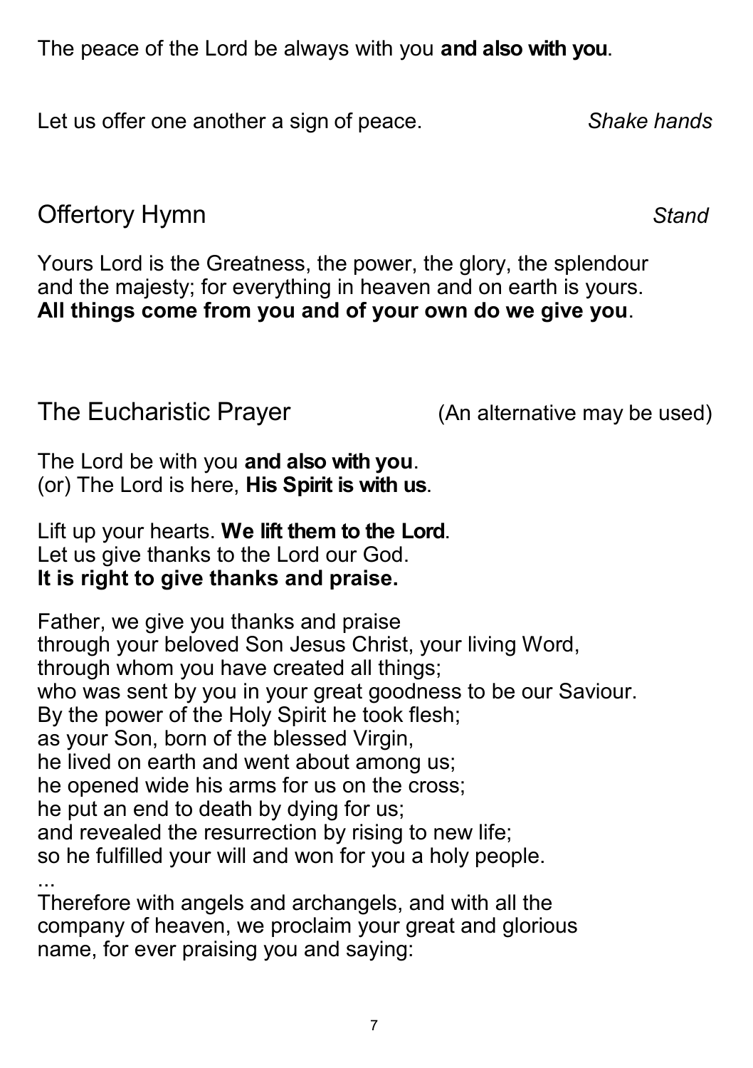The peace of the Lord be always with you **and also with you**.

Let us offer one another a sign of peace. *Shake hands*

## Offertory Hymn *Stand*

Yours Lord is the Greatness, the power, the glory, the splendour and the majesty; for everything in heaven and on earth is yours.
**All things come from you and of your own do we give you**.

## The Eucharistic Prayer (An alternative may be used)

The Lord be with you **and also with you**.
(or) The Lord is here, **His Spirit is with us**.

Lift up your hearts. **We lift them to the Lord**.
Let us give thanks to the Lord our God.
**It is right to give thanks and praise.**

Father, we give you thanks and praise
through your beloved Son Jesus Christ, your living Word,
through whom you have created all things;
who was sent by you in your great goodness to be our Saviour.
By the power of the Holy Spirit he took flesh;
as your Son, born of the blessed Virgin,
he lived on earth and went about among us;
he opened wide his arms for us on the cross;
he put an end to death by dying for us;
and revealed the resurrection by rising to new life;
so he fulfilled your will and won for you a holy people.
...
Therefore with angels and archangels, and with all the company of heaven, we proclaim your great and glorious name, for ever praising you and saying: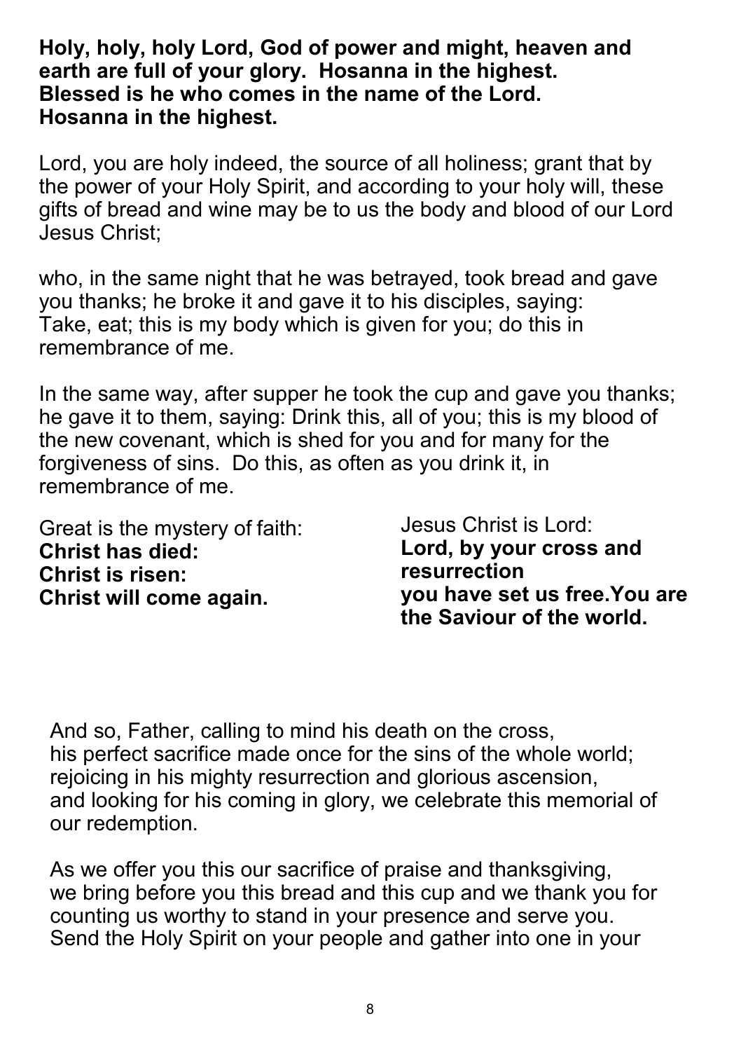**Holy, holy, holy Lord, God of power and might, heaven and earth are full of your glory. Hosanna in the highest. Blessed is he who comes in the name of the Lord. Hosanna in the highest.**

Lord, you are holy indeed, the source of all holiness; grant that by the power of your Holy Spirit, and according to your holy will, these gifts of bread and wine may be to us the body and blood of our Lord Jesus Christ;

who, in the same night that he was betrayed, took bread and gave you thanks; he broke it and gave it to his disciples, saying: Take, eat; this is my body which is given for you; do this in remembrance of me.

In the same way, after supper he took the cup and gave you thanks; he gave it to them, saying: Drink this, all of you; this is my blood of the new covenant, which is shed for you and for many for the forgiveness of sins. Do this, as often as you drink it, in remembrance of me.

Great is the mystery of faith:
**Christ has died:**
**Christ is risen:**
**Christ will come again.**

Jesus Christ is Lord:
**Lord, by your cross and resurrection**
**you have set us free.You are the Saviour of the world.**

And so, Father, calling to mind his death on the cross, his perfect sacrifice made once for the sins of the whole world; rejoicing in his mighty resurrection and glorious ascension, and looking for his coming in glory, we celebrate this memorial of our redemption.

As we offer you this our sacrifice of praise and thanksgiving, we bring before you this bread and this cup and we thank you for counting us worthy to stand in your presence and serve you. Send the Holy Spirit on your people and gather into one in your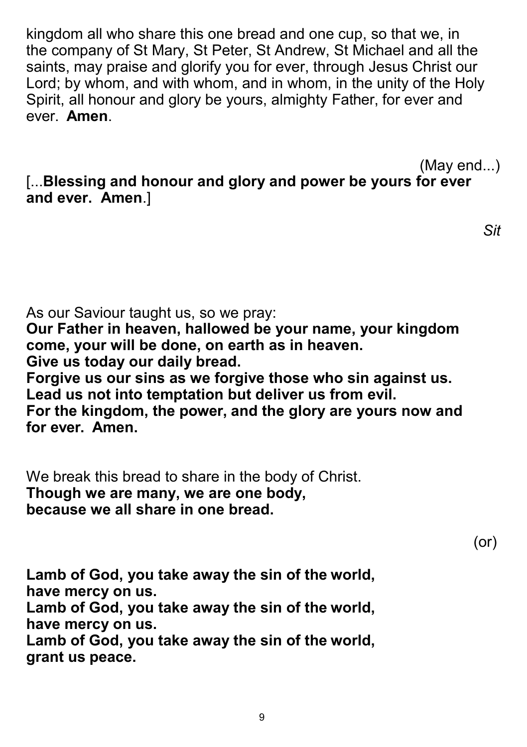kingdom all who share this one bread and one cup, so that we, in the company of St Mary, St Peter, St Andrew, St Michael and all the saints, may praise and glorify you for ever, through Jesus Christ our Lord; by whom, and with whom, and in whom, in the unity of the Holy Spirit, all honour and glory be yours, almighty Father, for ever and ever. **Amen**.

(May end...)

[...**Blessing and honour and glory and power be yours for ever and ever. Amen**.]

*Sit*

As our Saviour taught us, so we pray:
**Our Father in heaven, hallowed be your name, your kingdom come, your will be done, on earth as in heaven.**
**Give us today our daily bread.**
**Forgive us our sins as we forgive those who sin against us.**
**Lead us not into temptation but deliver us from evil.**
**For the kingdom, the power, and the glory are yours now and for ever. Amen.**

We break this bread to share in the body of Christ.
**Though we are many, we are one body,**
**because we all share in one bread.**

(or)

**Lamb of God, you take away the sin of the world,**
**have mercy on us.**
**Lamb of God, you take away the sin of the world,**
**have mercy on us.**
**Lamb of God, you take away the sin of the world,**
**grant us peace.**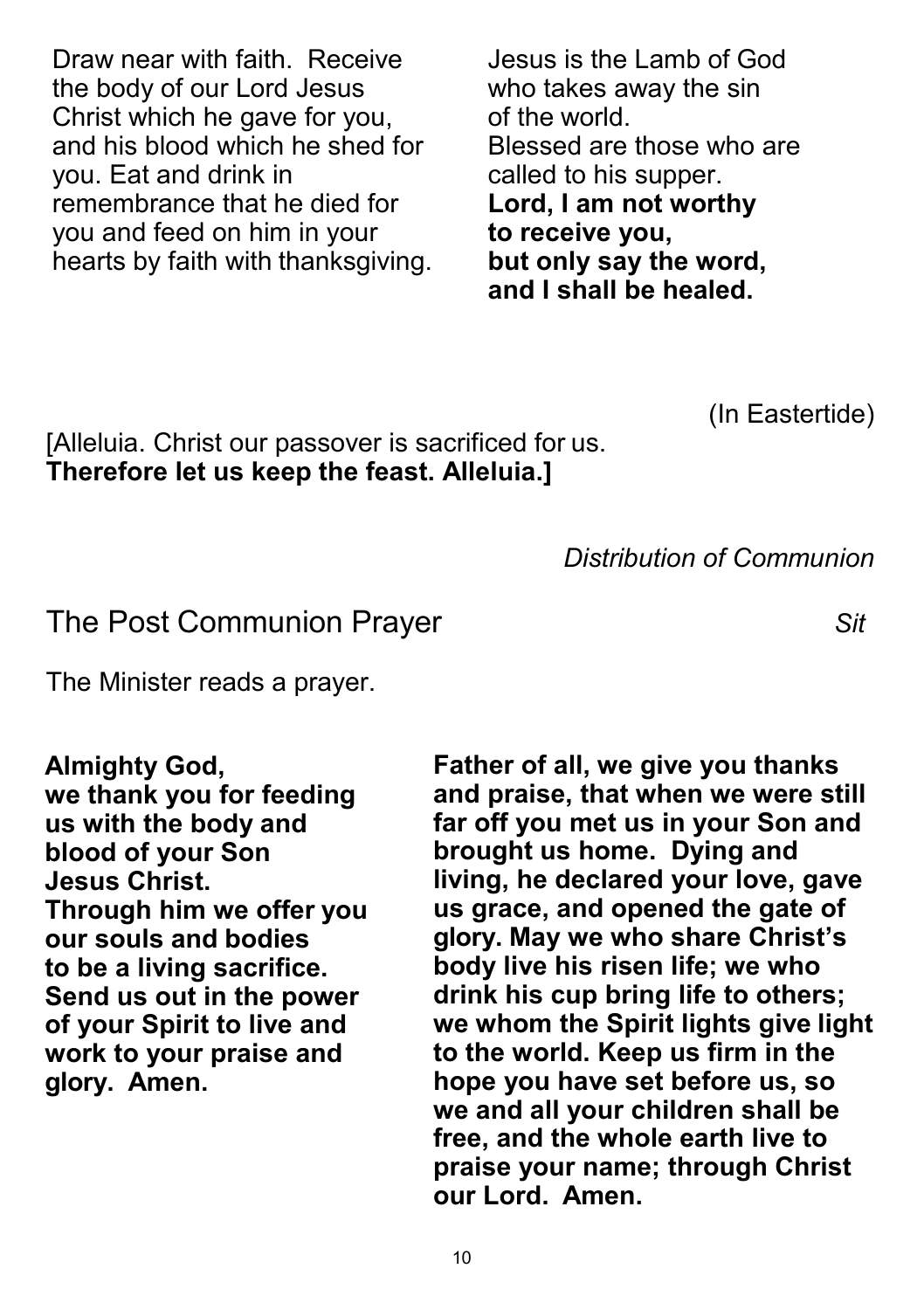Draw near with faith. Receive the body of our Lord Jesus Christ which he gave for you, and his blood which he shed for you. Eat and drink in remembrance that he died for you and feed on him in your hearts by faith with thanksgiving.

Jesus is the Lamb of God who takes away the sin of the world.
Blessed are those who are called to his supper.
**Lord, I am not worthy to receive you, but only say the word, and I shall be healed.**

(In Eastertide)

[Alleluia. Christ our passover is sacrificed for us.
**Therefore let us keep the feast. Alleluia.]**

*Distribution of Communion*

## The Post Communion Prayer *Sit*

The Minister reads a prayer.

**Almighty God, we thank you for feeding us with the body and blood of your Son Jesus Christ. Through him we offer you our souls and bodies to be a living sacrifice. Send us out in the power of your Spirit to live and work to your praise and glory. Amen.**

**Father of all, we give you thanks and praise, that when we were still far off you met us in your Son and brought us home. Dying and living, he declared your love, gave us grace, and opened the gate of glory. May we who share Christ's body live his risen life; we who drink his cup bring life to others; we whom the Spirit lights give light to the world. Keep us firm in the hope you have set before us, so we and all your children shall be free, and the whole earth live to praise your name; through Christ our Lord. Amen.**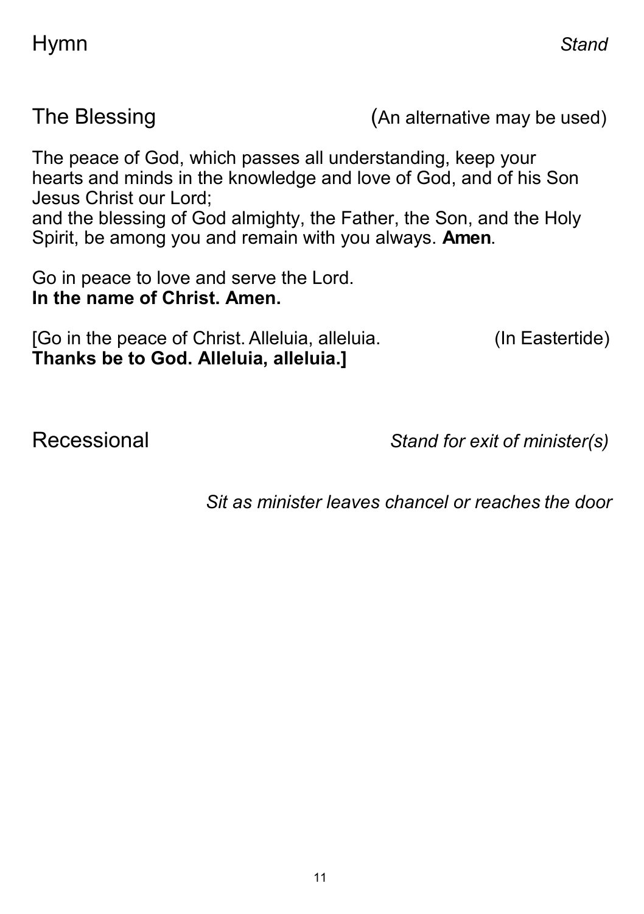## Hymn *Stand*

## The Blessing (An alternative may be used)

The peace of God, which passes all understanding, keep your hearts and minds in the knowledge and love of God, and of his Son Jesus Christ our Lord;
and the blessing of God almighty, the Father, the Son, and the Holy Spirit, be among you and remain with you always. **Amen**.

Go in peace to love and serve the Lord.
**In the name of Christ. Amen.**

[Go in the peace of Christ. Alleluia, alleluia. (In Eastertide)
**Thanks be to God. Alleluia, alleluia.]**

## Recessional *Stand for exit of minister(s)*

*Sit as minister leaves chancel or reaches the door*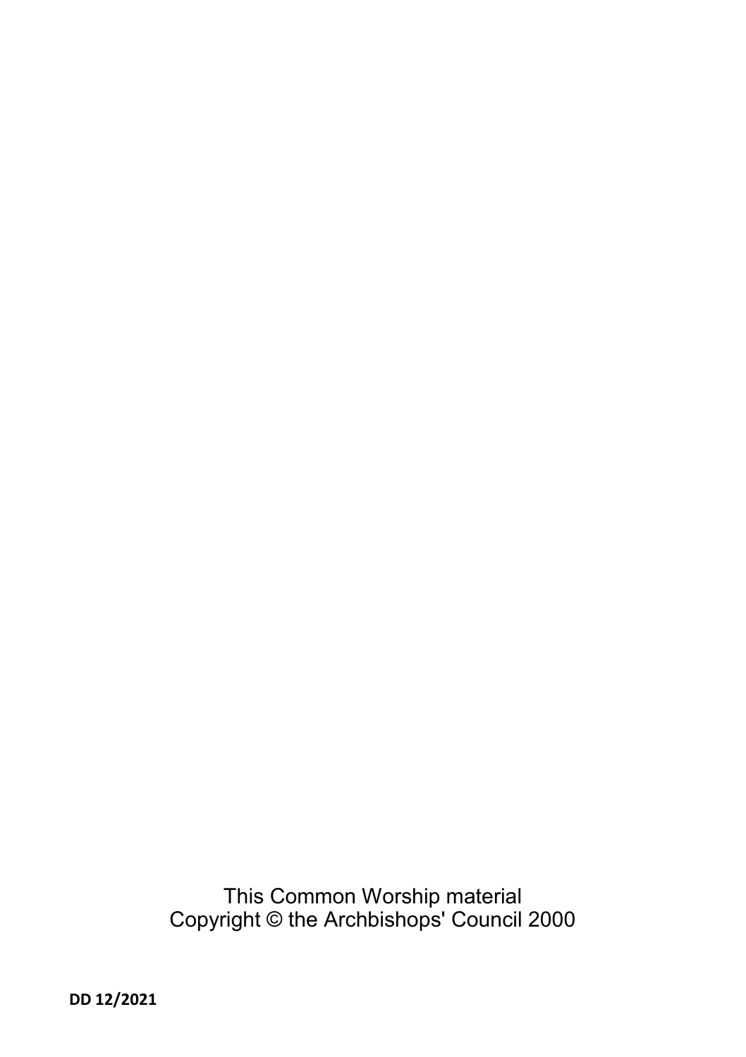This Common Worship material
Copyright © the Archbishops' Council 2000

**DD 12/2021**